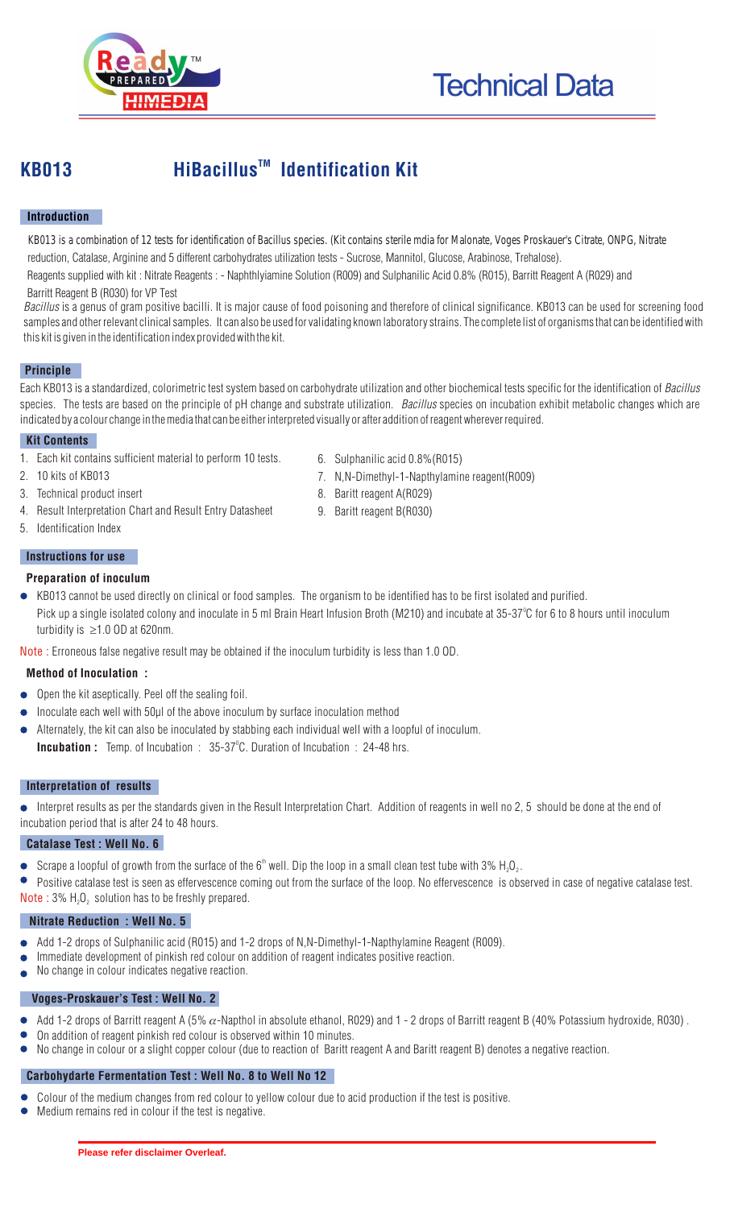Technical Data

# KB013 HiBacillus™ Identification Kit

## Introduction

KB013 is a combination of 12 tests for identification of Bacillus species. (Kit contains sterile mdia for Malonate, Voges Proskauer's Citrate, ONPG, Nitrate reduction, Catalase, Arginine and 5 different carbohydrates utilization tests - Sucrose, Mannitol, Glucose, Arabinose, Trehalose).

Reagents supplied with kit : Nitrate Reagents : - Naphthlyiamine Solution (R009) and Sulphanilic Acid 0.8% (R015), Barritt Reagent A (R029) and Barritt Reagent B (R030) for VP Test

*Bacillus* is a genus of gram positive bacilli. It is major cause of food poisoning and therefore of clinical significance. KB013 can be used for screening food samples and other relevant clinical samples. It can also be used for validating known laboratory strains. The complete list of organisms that can be identified with this kit is given in the identification index provided with the kit.

## Principle

Each KB013 is a standardized, colorimetric test system based on carbohydrate utilization and other biochemical tests specific for the identification of *Bacillus* species. The tests are based on the principle of pH change and substrate utilization. *Bacillus* species on incubation exhibit metabolic changes which are indicated by a colour change in the media that can be either interpreted visually or after addition of reagent wherever required.

## Kit Contents

1. Each kit contains sufficient material to perform 10 tests.
2. 10 kits of KB013
3. Technical product insert
4. Result Interpretation Chart and Result Entry Datasheet
5. Identification Index
6. Sulphanilic acid 0.8%(R015)
7. N,N-Dimethyl-1-Napthylamine reagent(R009)
8. Baritt reagent A(R029)
9. Baritt reagent B(R030)

## Instructions for use

### Preparation of inoculum

- KB013 cannot be used directly on clinical or food samples. The organism to be identified has to be first isolated and purified. Pick up a single isolated colony and inoculate in 5 ml Brain Heart Infusion Broth (M210) and incubate at 35-37°C for 6 to 8 hours until inoculum turbidity is ≥1.0 OD at 620nm.

Note : Erroneous false negative result may be obtained if the inoculum turbidity is less than 1.0 OD.

### Method of Inoculation :

- Open the kit aseptically. Peel off the sealing foil.
- Inoculate each well with 50µl of the above inoculum by surface inoculation method
- Alternately, the kit can also be inoculated by stabbing each individual well with a loopful of inoculum.

**Incubation :** Temp. of Incubation : 35-37°C. Duration of Incubation : 24-48 hrs.

## Interpretation of results

- Interpret results as per the standards given in the Result Interpretation Chart. Addition of reagents in well no 2, 5 should be done at the end of incubation period that is after 24 to 48 hours.

### Catalase Test : Well No. 6

- Scrape a loopful of growth from the surface of the 6th well. Dip the loop in a small clean test tube with 3% $H_2O_2$.
- Positive catalase test is seen as effervescence coming out from the surface of the loop. No effervescence is observed in case of negative catalase test.

Note : 3% $H_2O_2$ solution has to be freshly prepared.

### Nitrate Reduction : Well No. 5

- Add 1-2 drops of Sulphanilic acid (R015) and 1-2 drops of N,N-Dimethyl-1-Napthylamine Reagent (R009).
- Immediate development of pinkish red colour on addition of reagent indicates positive reaction.
- No change in colour indicates negative reaction.

### Voges-Proskauer's Test : Well No. 2

- Add 1-2 drops of Barritt reagent A (5% $\alpha$-Napthol in absolute ethanol, R029) and 1 - 2 drops of Barritt reagent B (40% Potassium hydroxide, R030) .
- On addition of reagent pinkish red colour is observed within 10 minutes.
- No change in colour or a slight copper colour (due to reaction of Baritt reagent A and Baritt reagent B) denotes a negative reaction.

### Carbohydarte Fermentation Test : Well No. 8 to Well No 12

- Colour of the medium changes from red colour to yellow colour due to acid production if the test is positive.
- Medium remains red in colour if the test is negative.

**Please refer disclaimer Overleaf.**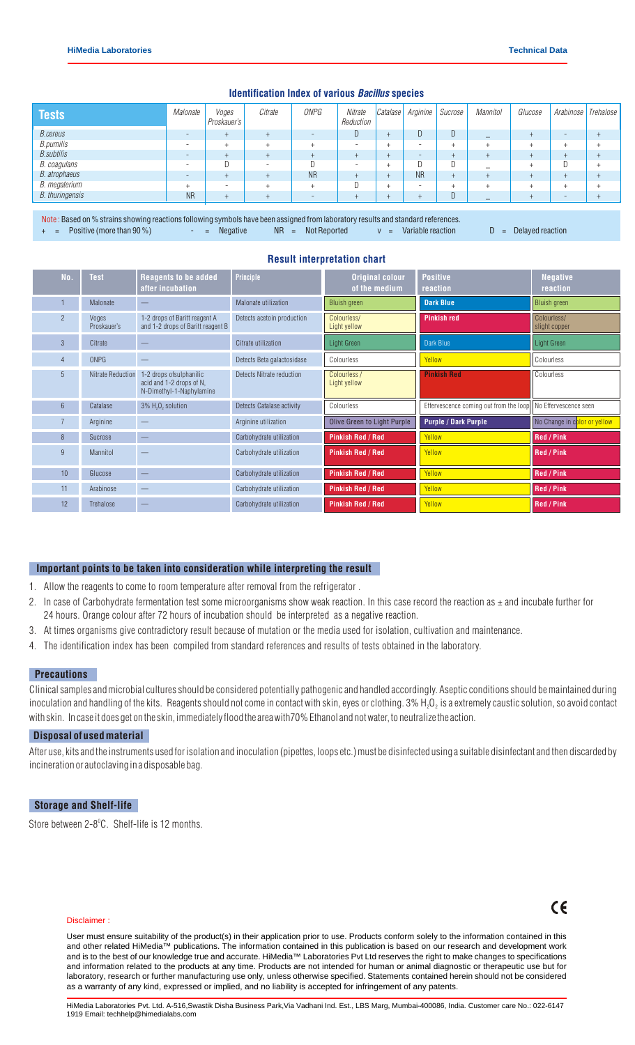### Identification Index of various *Bacillus* species

| Tests | Malonate | Voges Proskauer's | Citrate | ONPG | Nitrate Reduction | Catalase | Arginine | Sucrose | Mannitol | Glucose | Arabinose | Trehalose |
|---|---|---|---|---|---|---|---|---|---|---|---|---|
| *B.cereus* | - | + | + | - | D | + | D | D | – | + | - | + |
| *B.pumilis* | - | + | + | + | - | + | - | + | + | + | + | + |
| *B.subtilis* | - | + | + | + | + | + | - | + | + | + | + | + |
| *B. coagulans* | - | D | - | D | - | + | D | D | – | + | D | + |
| *B. atrophaeus* | - | + | + | NR | + | + | NR | + | + | + | + | + |
| *B. megaterium* | + | - | + | + | D | + | - | + | + | + | + | + |
| *B. thuringensis* | NR | + | + | - | + | + | + | D | – | + | - | + |

Note : Based on % strains showing reactions following symbols have been assigned from laboratory results and standard references.

+ = Positive (more than 90 %)  - = Negative  NR = Not Reported  v = Variable reaction  D = Delayed reaction

### Result interpretation chart

| No. | Test | Reagents to be added after incubation | Principle | Original colour of the medium | Positive reaction | Negative reaction |
|---|---|---|---|---|---|---|
| 1 | Malonate | — | Malonate utilization | Bluish green | Dark Blue | Bluish green |
| 2 | Voges Proskauer's | 1-2 drops of Baritt reagent A and 1-2 drops of Baritt reagent B | Detects acetoin production | Colourless/ Light yellow | Pinkish red | Colourless/ slight copper |
| 3 | Citrate | — | Citrate utilization | Light Green | Dark Blue | Light Green |
| 4 | ONPG | — | Detects Beta galactosidase | Colourless | Yellow | Colourless |
| 5 | Nitrate Reduction | 1-2 drops ofsulphanilic acid and 1-2 drops of N, N-Dimethyl-1-Naphylamine | Detects Nitrate reduction | Colourless / Light yellow | Pinkish Red | Colourless |
| 6 | Catalase | 3% $H_2O_2$ solution | Detects Catalase activity | Colourless | Effervescence coming out from the loop | No Effervescence seen |
| 7 | Arginine | — | Arginine utilization | Olive Green to Light Purple | Purple / Dark Purple | No Change in color or yellow |
| 8 | Sucrose | — | Carbohydrate utilization | Pinkish Red / Red | Yellow | Red / Pink |
| 9 | Mannitol | — | Carbohydrate utilization | Pinkish Red / Red | Yellow | Red / Pink |
| 10 | Glucose | — | Carbohydrate utilization | Pinkish Red / Red | Yellow | Red / Pink |
| 11 | Arabinose | — | Carbohydrate utilization | Pinkish Red / Red | Yellow | Red / Pink |
| 12 | Trehalose | — | Carbohydrate utilization | Pinkish Red / Red | Yellow | Red / Pink |

### Important points to be taken into consideration while interpreting the result

1. Allow the reagents to come to room temperature after removal from the refrigerator .
2. In case of Carbohydrate fermentation test some microorganisms show weak reaction. In this case record the reaction as ± and incubate further for 24 hours. Orange colour after 72 hours of incubation should be interpreted as a negative reaction.
3. At times organisms give contradictory result because of mutation or the media used for isolation, cultivation and maintenance.
4. The identification index has been compiled from standard references and results of tests obtained in the laboratory.

### Precautions

Clinical samples and microbial cultures should be considered potentially pathogenic and handled accordingly. Aseptic conditions should be maintained during inoculation and handling of the kits. Reagents should not come in contact with skin, eyes or clothing. 3% $H_2O_2$ is a extremely caustic solution, so avoid contact with skin. In case it does get on the skin, immediately flood the area with70% Ethanol and not water, to neutralize the action.

### Disposal of used material

After use, kits and the instruments used for isolation and inoculation (pipettes, loops etc.) must be disinfected using a suitable disinfectant and then discarded by incineration or autoclaving in a disposable bag.

### Storage and Shelf-life

Store between 2-8°C. Shelf-life is 12 months.

CE

Disclaimer :

User must ensure suitability of the product(s) in their application prior to use. Products conform solely to the information contained in this and other related HiMedia™ publications. The information contained in this publication is based on our research and development work and is to the best of our knowledge true and accurate. HiMedia™ Laboratories Pvt Ltd reserves the right to make changes to specifications and information related to the products at any time. Products are not intended for human or animal diagnostic or therapeutic use but for laboratory, research or further manufacturing use only, unless otherwise specified. Statements contained herein should not be considered as a warranty of any kind, expressed or implied, and no liability is accepted for infringement of any patents.

HiMedia Laboratories Pvt. Ltd. A-516,Swastik Disha Business Park,Via Vadhani Ind. Est., LBS Marg, Mumbai-400086, India. Customer care No.: 022-6147 1919 Email: techhelp@himedialabs.com